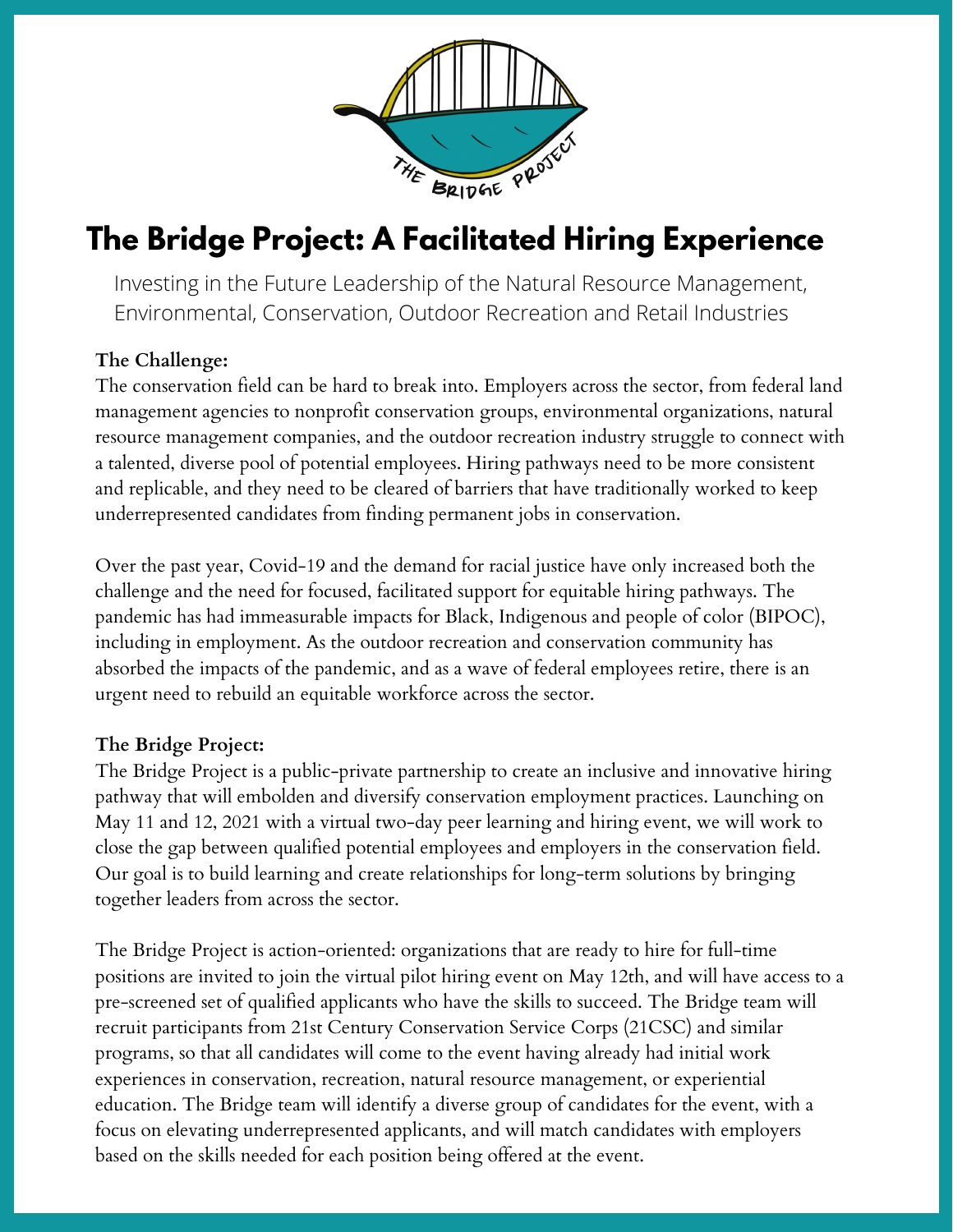# The Bridge Project: A Facilitated Hiring Experience

Investing in the Future Leadership of the Natural Resource Management, Environmental, Conservation, Outdoor Recreation and Retail Industries

**The Challenge:**

The conservation field can be hard to break into. Employers across the sector, from federal land management agencies to nonprofit conservation groups, environmental organizations, natural resource management companies, and the outdoor recreation industry struggle to connect with a talented, diverse pool of potential employees. Hiring pathways need to be more consistent and replicable, and they need to be cleared of barriers that have traditionally worked to keep underrepresented candidates from finding permanent jobs in conservation.

Over the past year, Covid-19 and the demand for racial justice have only increased both the challenge and the need for focused, facilitated support for equitable hiring pathways. The pandemic has had immeasurable impacts for Black, Indigenous and people of color (BIPOC), including in employment. As the outdoor recreation and conservation community has absorbed the impacts of the pandemic, and as a wave of federal employees retire, there is an urgent need to rebuild an equitable workforce across the sector.

**The Bridge Project:**

The Bridge Project is a public-private partnership to create an inclusive and innovative hiring pathway that will embolden and diversify conservation employment practices. Launching on May 11 and 12, 2021 with a virtual two-day peer learning and hiring event, we will work to close the gap between qualified potential employees and employers in the conservation field. Our goal is to build learning and create relationships for long-term solutions by bringing together leaders from across the sector.

The Bridge Project is action-oriented: organizations that are ready to hire for full-time positions are invited to join the virtual pilot hiring event on May 12th, and will have access to a pre-screened set of qualified applicants who have the skills to succeed. The Bridge team will recruit participants from 21st Century Conservation Service Corps (21CSC) and similar programs, so that all candidates will come to the event having already had initial work experiences in conservation, recreation, natural resource management, or experiential education. The Bridge team will identify a diverse group of candidates for the event, with a focus on elevating underrepresented applicants, and will match candidates with employers based on the skills needed for each position being offered at the event.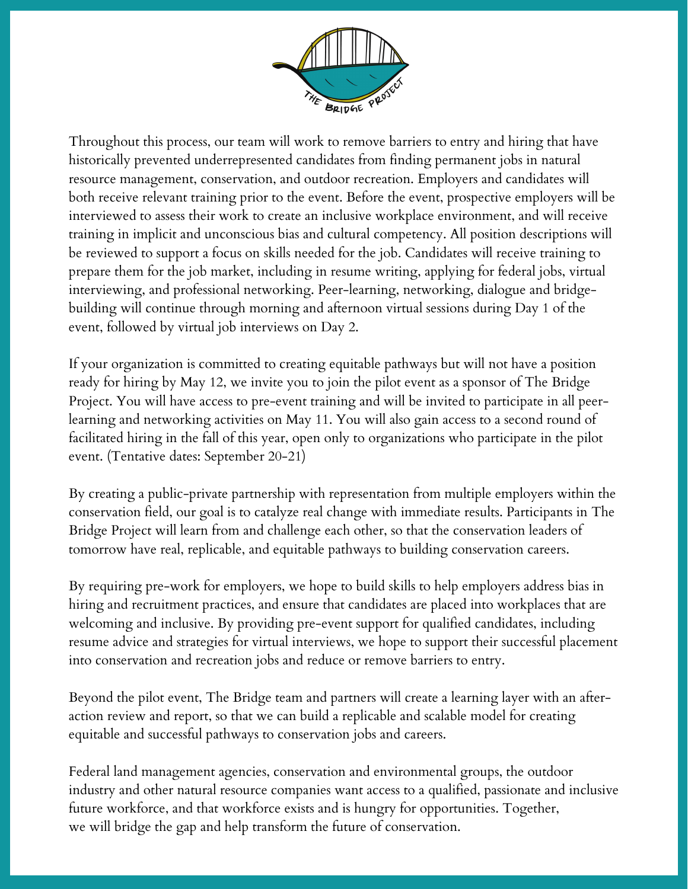Throughout this process, our team will work to remove barriers to entry and hiring that have historically prevented underrepresented candidates from finding permanent jobs in natural resource management, conservation, and outdoor recreation. Employers and candidates will both receive relevant training prior to the event. Before the event, prospective employers will be interviewed to assess their work to create an inclusive workplace environment, and will receive training in implicit and unconscious bias and cultural competency. All position descriptions will be reviewed to support a focus on skills needed for the job. Candidates will receive training to prepare them for the job market, including in resume writing, applying for federal jobs, virtual interviewing, and professional networking. Peer-learning, networking, dialogue and bridge-building will continue through morning and afternoon virtual sessions during Day 1 of the event, followed by virtual job interviews on Day 2.

If your organization is committed to creating equitable pathways but will not have a position ready for hiring by May 12, we invite you to join the pilot event as a sponsor of The Bridge Project. You will have access to pre-event training and will be invited to participate in all peer-learning and networking activities on May 11. You will also gain access to a second round of facilitated hiring in the fall of this year, open only to organizations who participate in the pilot event. (Tentative dates: September 20-21)

By creating a public-private partnership with representation from multiple employers within the conservation field, our goal is to catalyze real change with immediate results. Participants in The Bridge Project will learn from and challenge each other, so that the conservation leaders of tomorrow have real, replicable, and equitable pathways to building conservation careers.

By requiring pre-work for employers, we hope to build skills to help employers address bias in hiring and recruitment practices, and ensure that candidates are placed into workplaces that are welcoming and inclusive. By providing pre-event support for qualified candidates, including resume advice and strategies for virtual interviews, we hope to support their successful placement into conservation and recreation jobs and reduce or remove barriers to entry.

Beyond the pilot event, The Bridge team and partners will create a learning layer with an after-action review and report, so that we can build a replicable and scalable model for creating equitable and successful pathways to conservation jobs and careers.

Federal land management agencies, conservation and environmental groups, the outdoor industry and other natural resource companies want access to a qualified, passionate and inclusive future workforce, and that workforce exists and is hungry for opportunities. Together, we will bridge the gap and help transform the future of conservation.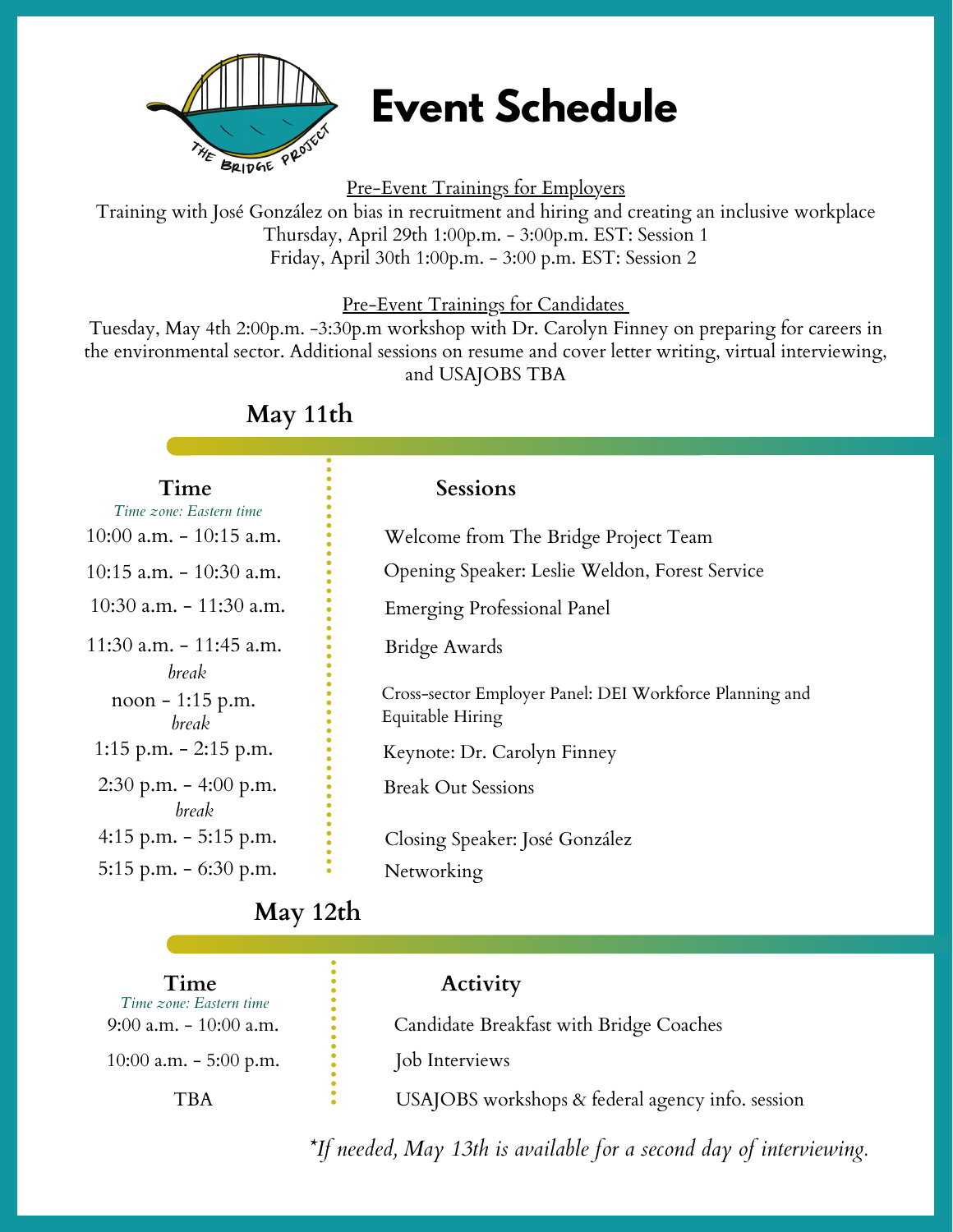# Event Schedule

Pre-Event Trainings for Employers

Training with José González on bias in recruitment and hiring and creating an inclusive workplace
Thursday, April 29th 1:00p.m. - 3:00p.m. EST: Session 1
Friday, April 30th 1:00p.m. - 3:00 p.m. EST: Session 2

Pre-Event Trainings for Candidates

Tuesday, May 4th 2:00p.m. -3:30p.m workshop with Dr. Carolyn Finney on preparing for careers in the environmental sector. Additional sessions on resume and cover letter writing, virtual interviewing, and USAJOBS TBA

## May 11th

| Time<br>*Time zone: Eastern time* | Sessions |
|---|---|
| 10:00 a.m. - 10:15 a.m. | Welcome from The Bridge Project Team |
| 10:15 a.m. - 10:30 a.m. | Opening Speaker: Leslie Weldon, Forest Service |
| 10:30 a.m. - 11:30 a.m. | Emerging Professional Panel |
| 11:30 a.m. - 11:45 a.m. | Bridge Awards |
| *break* | |
| noon - 1:15 p.m. | Cross-sector Employer Panel: DEI Workforce Planning and Equitable Hiring |
| *break* | |
| 1:15 p.m. - 2:15 p.m. | Keynote: Dr. Carolyn Finney |
| 2:30 p.m. - 4:00 p.m. | Break Out Sessions |
| *break* | |
| 4:15 p.m. - 5:15 p.m. | Closing Speaker: José González |
| 5:15 p.m. - 6:30 p.m. | Networking |

## May 12th

| Time<br>*Time zone: Eastern time* | Activity |
|---|---|
| 9:00 a.m. - 10:00 a.m. | Candidate Breakfast with Bridge Coaches |
| 10:00 a.m. - 5:00 p.m. | Job Interviews |
| TBA | USAJOBS workshops & federal agency info. session |

*\*If needed, May 13th is available for a second day of interviewing.*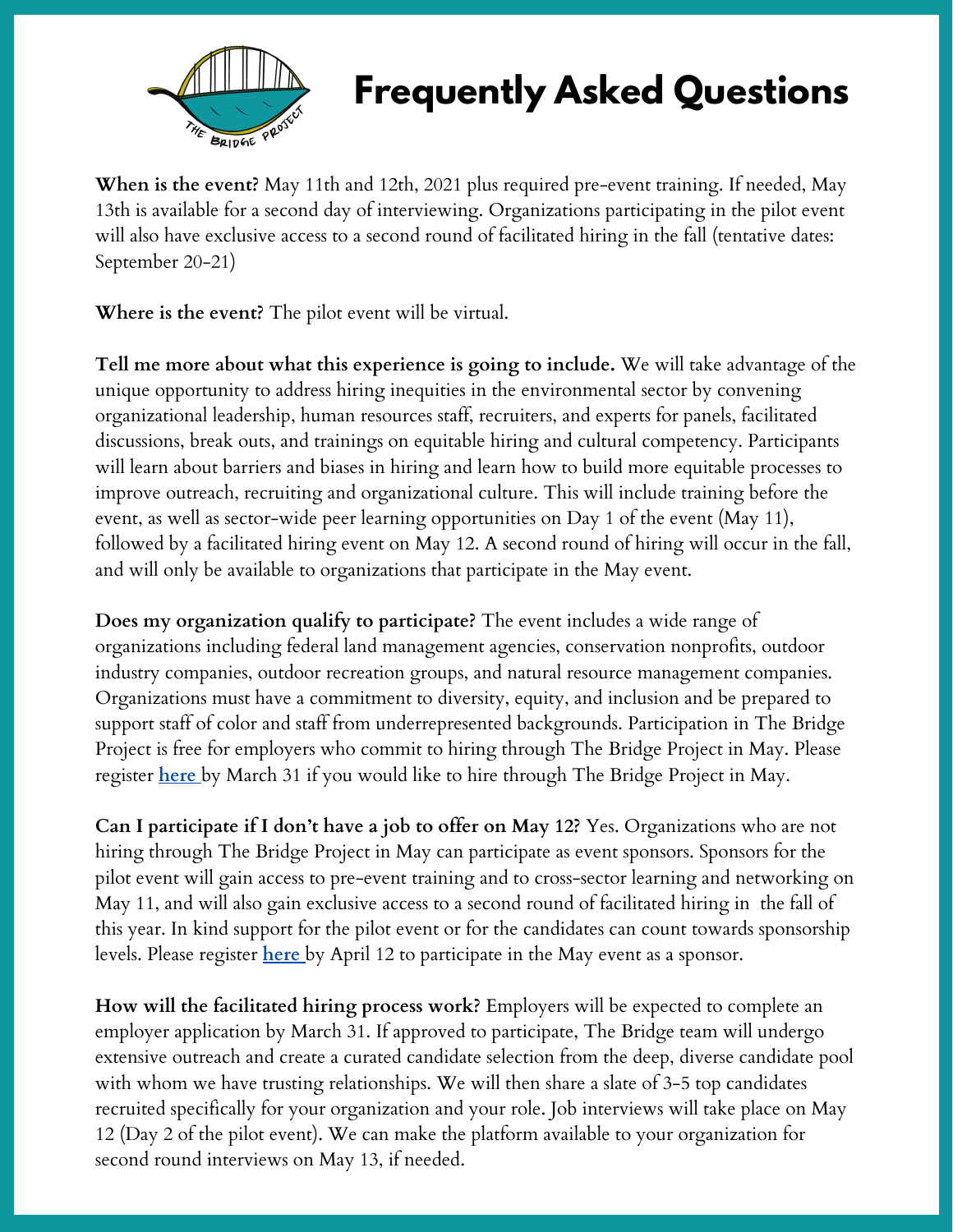# Frequently Asked Questions

**When is the event?** May 11th and 12th, 2021 plus required pre-event training. If needed, May 13th is available for a second day of interviewing. Organizations participating in the pilot event will also have exclusive access to a second round of facilitated hiring in the fall (tentative dates: September 20-21)

**Where is the event?** The pilot event will be virtual.

**Tell me more about what this experience is going to include.** We will take advantage of the unique opportunity to address hiring inequities in the environmental sector by convening organizational leadership, human resources staff, recruiters, and experts for panels, facilitated discussions, break outs, and trainings on equitable hiring and cultural competency. Participants will learn about barriers and biases in hiring and learn how to build more equitable processes to improve outreach, recruiting and organizational culture. This will include training before the event, as well as sector-wide peer learning opportunities on Day 1 of the event (May 11), followed by a facilitated hiring event on May 12. A second round of hiring will occur in the fall, and will only be available to organizations that participate in the May event.

**Does my organization qualify to participate?** The event includes a wide range of organizations including federal land management agencies, conservation nonprofits, outdoor industry companies, outdoor recreation groups, and natural resource management companies. Organizations must have a commitment to diversity, equity, and inclusion and be prepared to support staff of color and staff from underrepresented backgrounds. Participation in The Bridge Project is free for employers who commit to hiring through The Bridge Project in May. Please register **here** by March 31 if you would like to hire through The Bridge Project in May.

**Can I participate if I don't have a job to offer on May 12?** Yes. Organizations who are not hiring through The Bridge Project in May can participate as event sponsors. Sponsors for the pilot event will gain access to pre-event training and to cross-sector learning and networking on May 11, and will also gain exclusive access to a second round of facilitated hiring in the fall of this year. In kind support for the pilot event or for the candidates can count towards sponsorship levels. Please register **here** by April 12 to participate in the May event as a sponsor.

**How will the facilitated hiring process work?** Employers will be expected to complete an employer application by March 31. If approved to participate, The Bridge team will undergo extensive outreach and create a curated candidate selection from the deep, diverse candidate pool with whom we have trusting relationships. We will then share a slate of 3-5 top candidates recruited specifically for your organization and your role. Job interviews will take place on May 12 (Day 2 of the pilot event). We can make the platform available to your organization for second round interviews on May 13, if needed.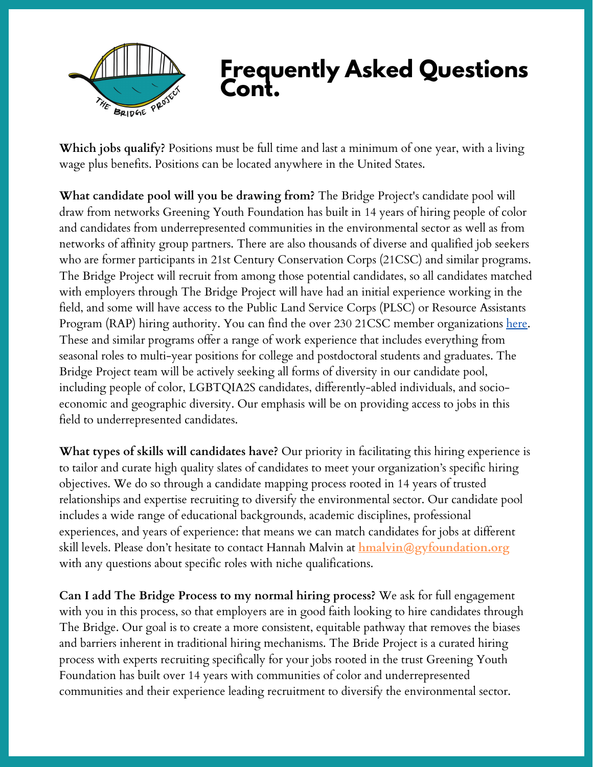# Frequently Asked Questions Cont.

**Which jobs qualify?** Positions must be full time and last a minimum of one year, with a living wage plus benefits. Positions can be located anywhere in the United States.

**What candidate pool will you be drawing from?** The Bridge Project's candidate pool will draw from networks Greening Youth Foundation has built in 14 years of hiring people of color and candidates from underrepresented communities in the environmental sector as well as from networks of affinity group partners. There are also thousands of diverse and qualified job seekers who are former participants in 21st Century Conservation Corps (21CSC) and similar programs. The Bridge Project will recruit from among those potential candidates, so all candidates matched with employers through The Bridge Project will have had an initial experience working in the field, and some will have access to the Public Land Service Corps (PLSC) or Resource Assistants Program (RAP) hiring authority. You can find the over 230 21CSC member organizations here. These and similar programs offer a range of work experience that includes everything from seasonal roles to multi-year positions for college and postdoctoral students and graduates. The Bridge Project team will be actively seeking all forms of diversity in our candidate pool, including people of color, LGBTQIA2S candidates, differently-abled individuals, and socio-economic and geographic diversity. Our emphasis will be on providing access to jobs in this field to underrepresented candidates.

**What types of skills will candidates have?** Our priority in facilitating this hiring experience is to tailor and curate high quality slates of candidates to meet your organization's specific hiring objectives. We do so through a candidate mapping process rooted in 14 years of trusted relationships and expertise recruiting to diversify the environmental sector. Our candidate pool includes a wide range of educational backgrounds, academic disciplines, professional experiences, and years of experience: that means we can match candidates for jobs at different skill levels. Please don't hesitate to contact Hannah Malvin at **hmalvin@gyfoundation.org** with any questions about specific roles with niche qualifications.

**Can I add The Bridge Process to my normal hiring process?** We ask for full engagement with you in this process, so that employers are in good faith looking to hire candidates through The Bridge. Our goal is to create a more consistent, equitable pathway that removes the biases and barriers inherent in traditional hiring mechanisms. The Bride Project is a curated hiring process with experts recruiting specifically for your jobs rooted in the trust Greening Youth Foundation has built over 14 years with communities of color and underrepresented communities and their experience leading recruitment to diversify the environmental sector.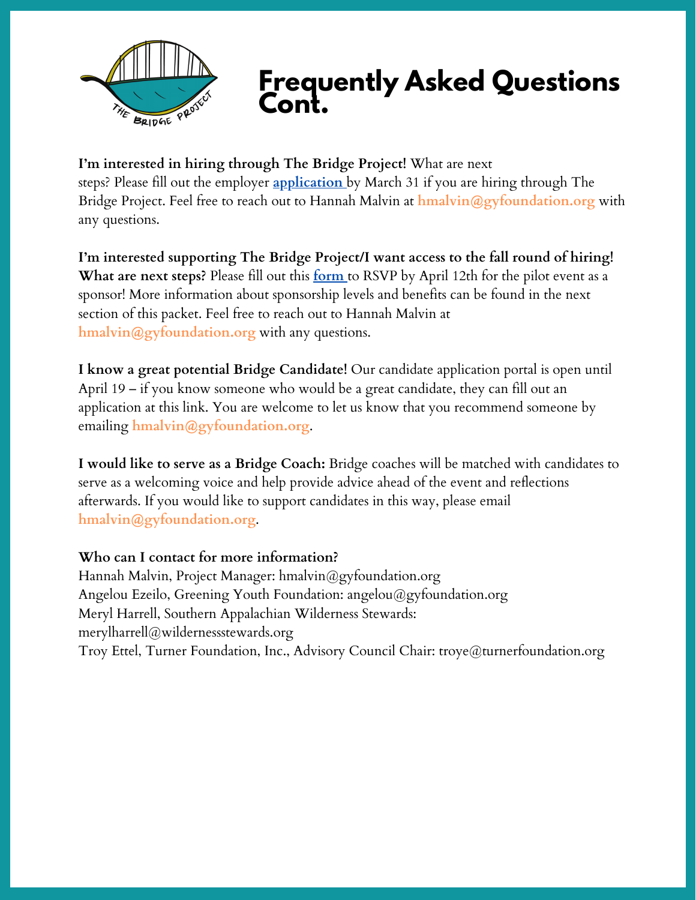# Frequently Asked Questions Cont.

**I'm interested in hiring through The Bridge Project!** What are next steps? Please fill out the employer **application** by March 31 if you are hiring through The Bridge Project. Feel free to reach out to Hannah Malvin at **hmalvin@gyfoundation.org** with any questions.

**I'm interested supporting The Bridge Project/I want access to the fall round of hiring! What are next steps?** Please fill out this **form** to RSVP by April 12th for the pilot event as a sponsor! More information about sponsorship levels and benefits can be found in the next section of this packet. Feel free to reach out to Hannah Malvin at **hmalvin@gyfoundation.org** with any questions.

**I know a great potential Bridge Candidate!** Our candidate application portal is open until April 19 – if you know someone who would be a great candidate, they can fill out an application at this link. You are welcome to let us know that you recommend someone by emailing **hmalvin@gyfoundation.org**.

**I would like to serve as a Bridge Coach:** Bridge coaches will be matched with candidates to serve as a welcoming voice and help provide advice ahead of the event and reflections afterwards. If you would like to support candidates in this way, please email **hmalvin@gyfoundation.org**.

**Who can I contact for more information?**
Hannah Malvin, Project Manager: hmalvin@gyfoundation.org
Angelou Ezeilo, Greening Youth Foundation: angelou@gyfoundation.org
Meryl Harrell, Southern Appalachian Wilderness Stewards: merylharrell@wildernessstewards.org
Troy Ettel, Turner Foundation, Inc., Advisory Council Chair: troye@turnerfoundation.org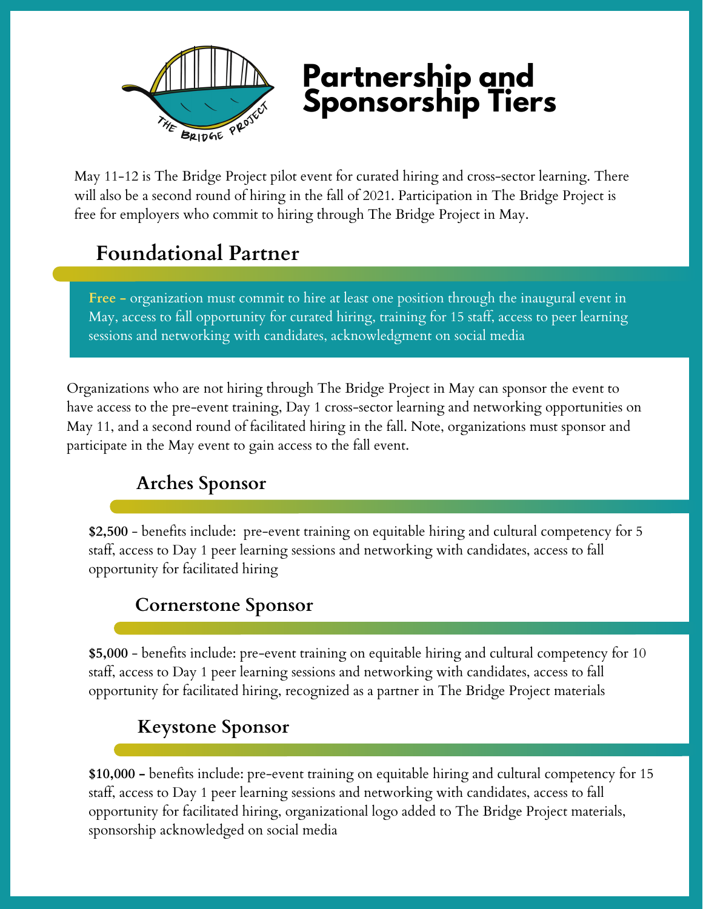# Partnership and Sponsorship Tiers

May 11-12 is The Bridge Project pilot event for curated hiring and cross-sector learning. There will also be a second round of hiring in the fall of 2021. Participation in The Bridge Project is free for employers who commit to hiring through The Bridge Project in May.

## Foundational Partner

**Free –** organization must commit to hire at least one position through the inaugural event in May, access to fall opportunity for curated hiring, training for 15 staff, access to peer learning sessions and networking with candidates, acknowledgment on social media

Organizations who are not hiring through The Bridge Project in May can sponsor the event to have access to the pre-event training, Day 1 cross-sector learning and networking opportunities on May 11, and a second round of facilitated hiring in the fall. Note, organizations must sponsor and participate in the May event to gain access to the fall event.

## Arches Sponsor

**$2,500** - benefits include: pre-event training on equitable hiring and cultural competency for 5 staff, access to Day 1 peer learning sessions and networking with candidates, access to fall opportunity for facilitated hiring

## Cornerstone Sponsor

**$5,000** - benefits include: pre-event training on equitable hiring and cultural competency for 10 staff, access to Day 1 peer learning sessions and networking with candidates, access to fall opportunity for facilitated hiring, recognized as a partner in The Bridge Project materials

## Keystone Sponsor

**$10,000 –** benefits include: pre-event training on equitable hiring and cultural competency for 15 staff, access to Day 1 peer learning sessions and networking with candidates, access to fall opportunity for facilitated hiring, organizational logo added to The Bridge Project materials, sponsorship acknowledged on social media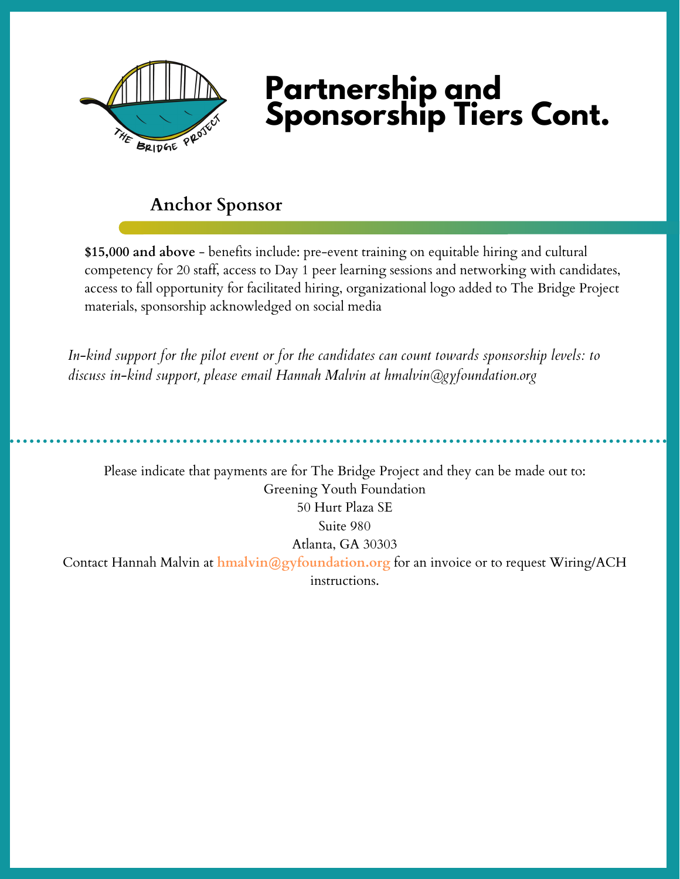# Partnership and Sponsorship Tiers Cont.

## Anchor Sponsor

**$15,000 and above** - benefits include: pre-event training on equitable hiring and cultural competency for 20 staff, access to Day 1 peer learning sessions and networking with candidates, access to fall opportunity for facilitated hiring, organizational logo added to The Bridge Project materials, sponsorship acknowledged on social media

*In-kind support for the pilot event or for the candidates can count towards sponsorship levels: to discuss in-kind support, please email Hannah Malvin at hmalvin@gyfoundation.org*

---

Please indicate that payments are for The Bridge Project and they can be made out to:
Greening Youth Foundation
50 Hurt Plaza SE
Suite 980
Atlanta, GA 30303
Contact Hannah Malvin at hmalvin@gyfoundation.org for an invoice or to request Wiring/ACH instructions.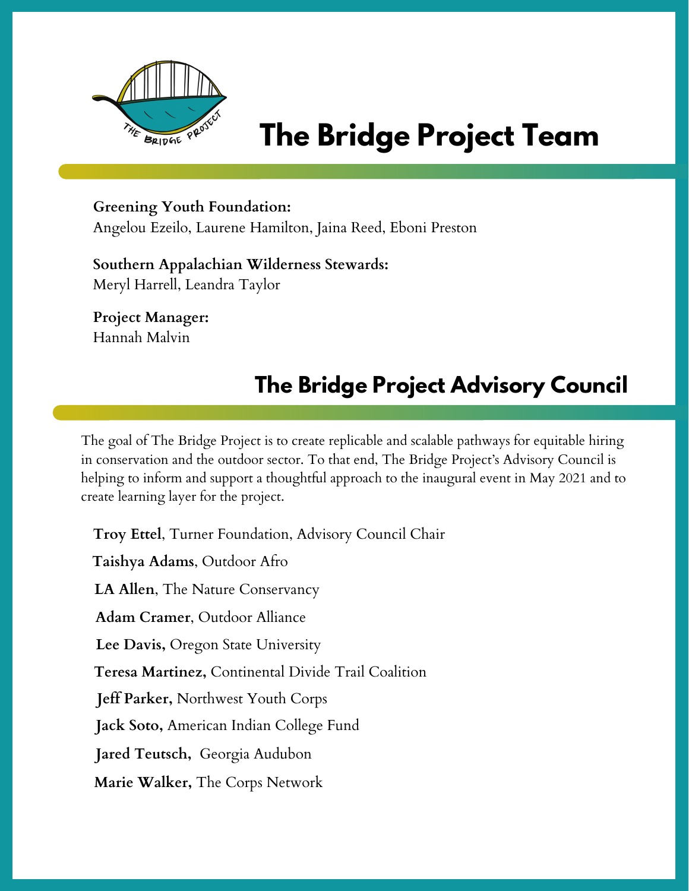# The Bridge Project Team

**Greening Youth Foundation:**
Angelou Ezeilo, Laurene Hamilton, Jaina Reed, Eboni Preston

**Southern Appalachian Wilderness Stewards:**
Meryl Harrell, Leandra Taylor

**Project Manager:**
Hannah Malvin

# The Bridge Project Advisory Council

The goal of The Bridge Project is to create replicable and scalable pathways for equitable hiring in conservation and the outdoor sector. To that end, The Bridge Project's Advisory Council is helping to inform and support a thoughtful approach to the inaugural event in May 2021 and to create learning layer for the project.

**Troy Ettel**, Turner Foundation, Advisory Council Chair

**Taishya Adams**, Outdoor Afro

**LA Allen**, The Nature Conservancy

**Adam Cramer**, Outdoor Alliance

**Lee Davis,** Oregon State University

**Teresa Martinez,** Continental Divide Trail Coalition

**Jeff Parker,** Northwest Youth Corps

**Jack Soto,** American Indian College Fund

**Jared Teutsch,** Georgia Audubon

**Marie Walker,** The Corps Network